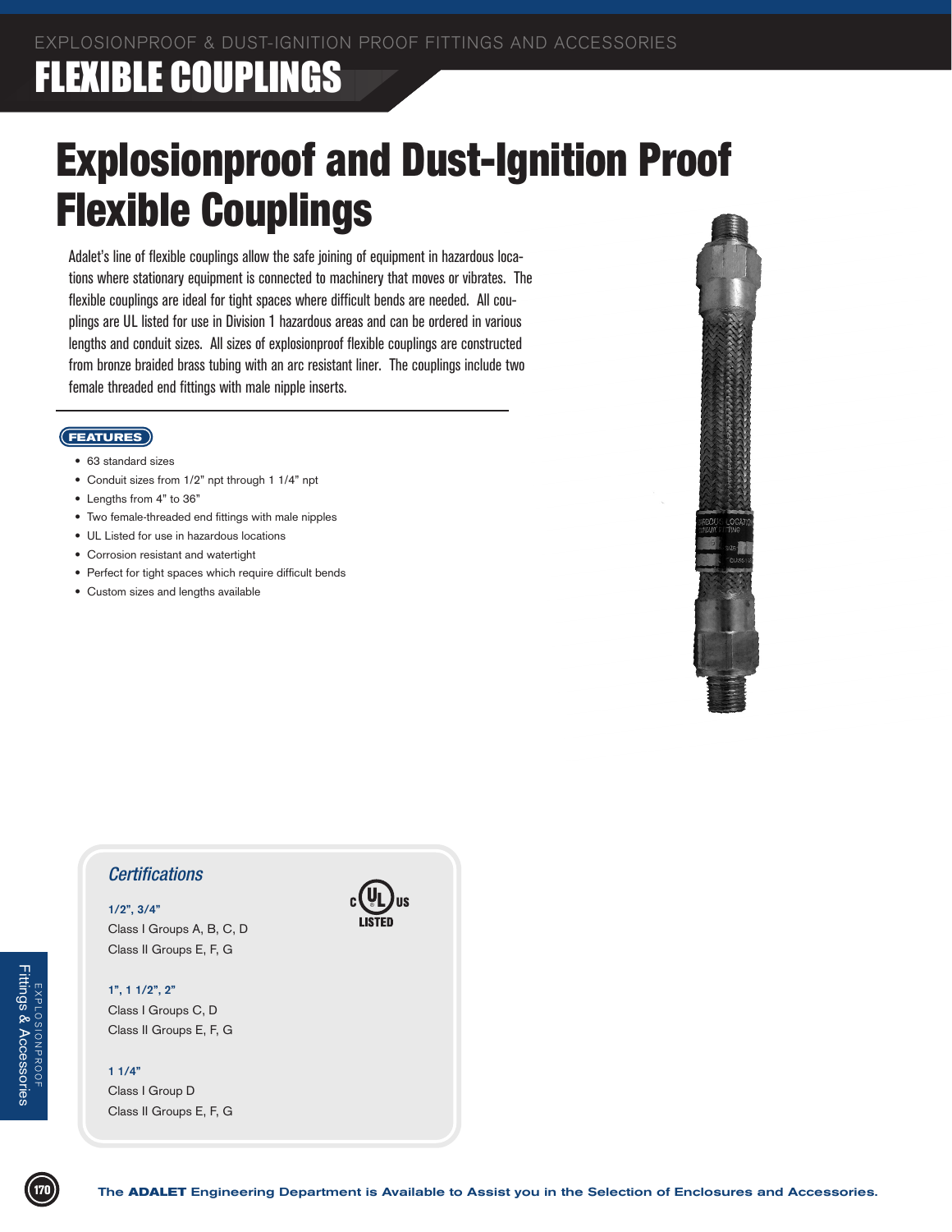# Explosionproof and Dust-Ignition Proof Flexible Couplings

Adalet's line of flexible couplings allow the safe joining of equipment in hazardous locations where stationary equipment is connected to machinery that moves or vibrates. The flexible couplings are ideal for tight spaces where difficult bends are needed. All couplings are UL listed for use in Division 1 hazardous areas and can be ordered in various lengths and conduit sizes. All sizes of explosionproof flexible couplings are constructed from bronze braided brass tubing with an arc resistant liner. The couplings include two female threaded end fittings with male nipple inserts.

## FEATURES

- 63 standard sizes
- Conduit sizes from 1/2" npt through 1 1/4" npt
- Lengths from 4" to 36"
- Two female-threaded end fittings with male nipples
- UL Listed for use in hazardous locations
- Corrosion resistant and watertight
- Perfect for tight spaces which require difficult bends
- Custom sizes and lengths available

## Certifications

c UL us LISTED

**1/2", 3/4"**
Class I Groups A, B, C, D
Class II Groups E, F, G

**1", 1 1/2", 2"**
Class I Groups C, D
Class II Groups E, F, G

**1 1/4"**
Class I Group D
Class II Groups E, F, G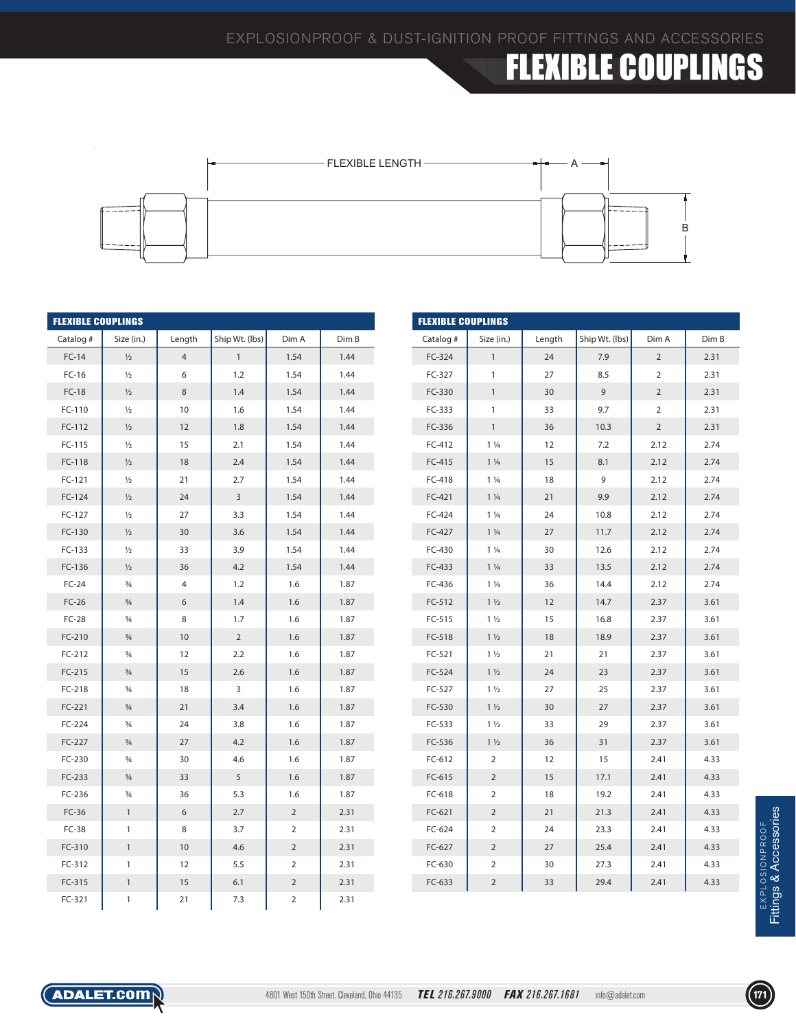# FLEXIBLE COUPLINGS

FLEXIBLE LENGTH

A

B

## FLEXIBLE COUPLINGS

| Catalog # | Size (in.) | Length | Ship Wt. (lbs) | Dim A | Dim B |
|---|---|---|---|---|---|
| FC-14 | ½ | 4 | 1 | 1.54 | 1.44 |
| FC-16 | ½ | 6 | 1.2 | 1.54 | 1.44 |
| FC-18 | ½ | 8 | 1.4 | 1.54 | 1.44 |
| FC-110 | ½ | 10 | 1.6 | 1.54 | 1.44 |
| FC-112 | ½ | 12 | 1.8 | 1.54 | 1.44 |
| FC-115 | ½ | 15 | 2.1 | 1.54 | 1.44 |
| FC-118 | ½ | 18 | 2.4 | 1.54 | 1.44 |
| FC-121 | ½ | 21 | 2.7 | 1.54 | 1.44 |
| FC-124 | ½ | 24 | 3 | 1.54 | 1.44 |
| FC-127 | ½ | 27 | 3.3 | 1.54 | 1.44 |
| FC-130 | ½ | 30 | 3.6 | 1.54 | 1.44 |
| FC-133 | ½ | 33 | 3.9 | 1.54 | 1.44 |
| FC-136 | ½ | 36 | 4.2 | 1.54 | 1.44 |
| FC-24 | ¾ | 4 | 1.2 | 1.6 | 1.87 |
| FC-26 | ¾ | 6 | 1.4 | 1.6 | 1.87 |
| FC-28 | ¾ | 8 | 1.7 | 1.6 | 1.87 |
| FC-210 | ¾ | 10 | 2 | 1.6 | 1.87 |
| FC-212 | ¾ | 12 | 2.2 | 1.6 | 1.87 |
| FC-215 | ¾ | 15 | 2.6 | 1.6 | 1.87 |
| FC-218 | ¾ | 18 | 3 | 1.6 | 1.87 |
| FC-221 | ¾ | 21 | 3.4 | 1.6 | 1.87 |
| FC-224 | ¾ | 24 | 3.8 | 1.6 | 1.87 |
| FC-227 | ¾ | 27 | 4.2 | 1.6 | 1.87 |
| FC-230 | ¾ | 30 | 4.6 | 1.6 | 1.87 |
| FC-233 | ¾ | 33 | 5 | 1.6 | 1.87 |
| FC-236 | ¾ | 36 | 5.3 | 1.6 | 1.87 |
| FC-36 | 1 | 6 | 2.7 | 2 | 2.31 |
| FC-38 | 1 | 8 | 3.7 | 2 | 2.31 |
| FC-310 | 1 | 10 | 4.6 | 2 | 2.31 |
| FC-312 | 1 | 12 | 5.5 | 2 | 2.31 |
| FC-315 | 1 | 15 | 6.1 | 2 | 2.31 |
| FC-321 | 1 | 21 | 7.3 | 2 | 2.31 |

## FLEXIBLE COUPLINGS

| Catalog # | Size (in.) | Length | Ship Wt. (lbs) | Dim A | Dim B |
|---|---|---|---|---|---|
| FC-324 | 1 | 24 | 7.9 | 2 | 2.31 |
| FC-327 | 1 | 27 | 8.5 | 2 | 2.31 |
| FC-330 | 1 | 30 | 9 | 2 | 2.31 |
| FC-333 | 1 | 33 | 9.7 | 2 | 2.31 |
| FC-336 | 1 | 36 | 10.3 | 2 | 2.31 |
| FC-412 | 1 ¼ | 12 | 7.2 | 2.12 | 2.74 |
| FC-415 | 1 ¼ | 15 | 8.1 | 2.12 | 2.74 |
| FC-418 | 1 ¼ | 18 | 9 | 2.12 | 2.74 |
| FC-421 | 1 ¼ | 21 | 9.9 | 2.12 | 2.74 |
| FC-424 | 1 ¼ | 24 | 10.8 | 2.12 | 2.74 |
| FC-427 | 1 ¼ | 27 | 11.7 | 2.12 | 2.74 |
| FC-430 | 1 ¼ | 30 | 12.6 | 2.12 | 2.74 |
| FC-433 | 1 ¼ | 33 | 13.5 | 2.12 | 2.74 |
| FC-436 | 1 ¼ | 36 | 14.4 | 2.12 | 2.74 |
| FC-512 | 1 ½ | 12 | 14.7 | 2.37 | 3.61 |
| FC-515 | 1 ½ | 15 | 16.8 | 2.37 | 3.61 |
| FC-518 | 1 ½ | 18 | 18.9 | 2.37 | 3.61 |
| FC-521 | 1 ½ | 21 | 21 | 2.37 | 3.61 |
| FC-524 | 1 ½ | 24 | 23 | 2.37 | 3.61 |
| FC-527 | 1 ½ | 27 | 25 | 2.37 | 3.61 |
| FC-530 | 1 ½ | 30 | 27 | 2.37 | 3.61 |
| FC-533 | 1 ½ | 33 | 29 | 2.37 | 3.61 |
| FC-536 | 1 ½ | 36 | 31 | 2.37 | 3.61 |
| FC-612 | 2 | 12 | 15 | 2.41 | 4.33 |
| FC-615 | 2 | 15 | 17.1 | 2.41 | 4.33 |
| FC-618 | 2 | 18 | 19.2 | 2.41 | 4.33 |
| FC-621 | 2 | 21 | 21.3 | 2.41 | 4.33 |
| FC-624 | 2 | 24 | 23.3 | 2.41 | 4.33 |
| FC-627 | 2 | 27 | 25.4 | 2.41 | 4.33 |
| FC-630 | 2 | 30 | 27.3 | 2.41 | 4.33 |
| FC-633 | 2 | 33 | 29.4 | 2.41 | 4.33 |